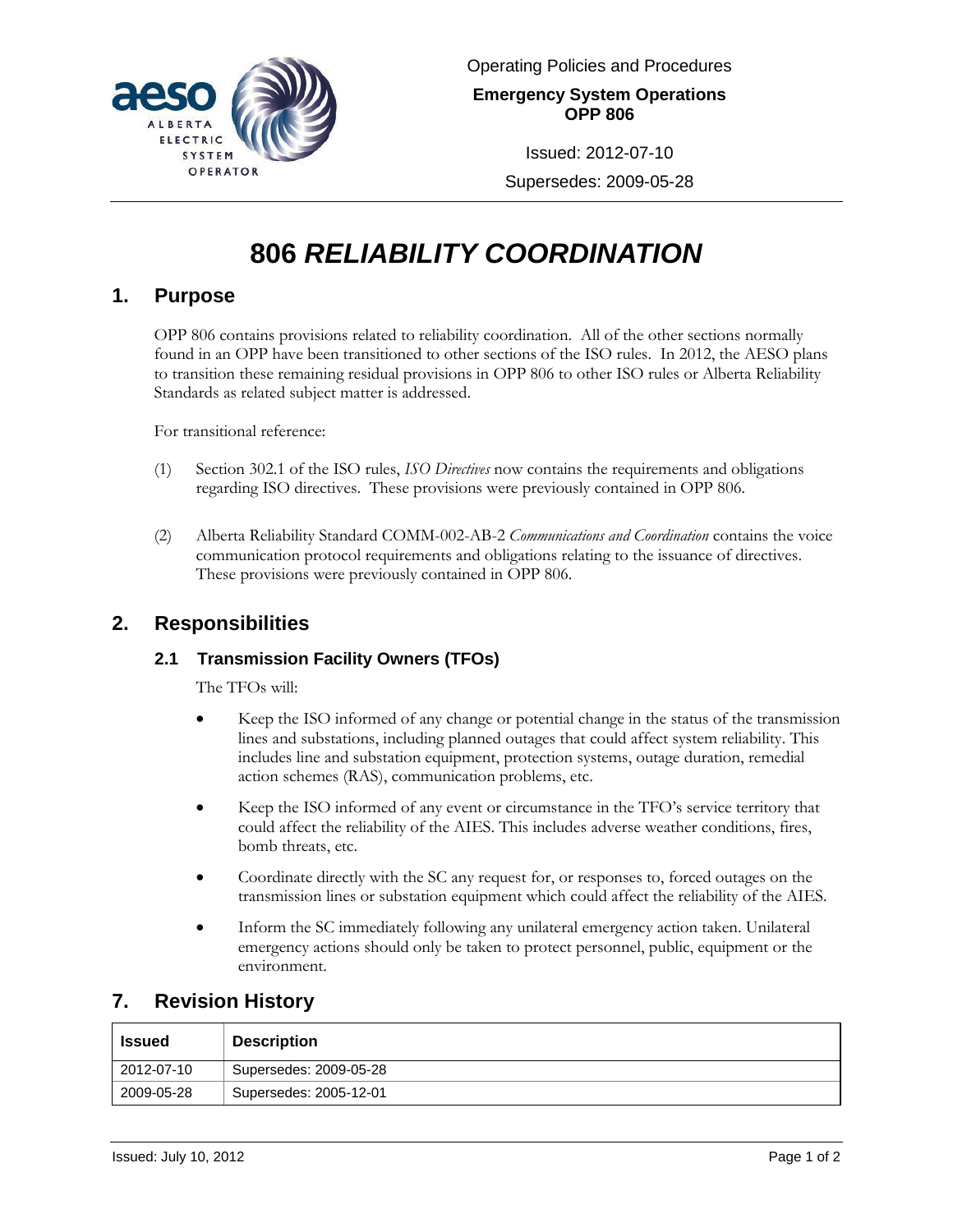Operating Policies and Procedures

**Emergency System Operations**
**OPP 806**

Issued: 2012-07-10

Supersedes: 2009-05-28

# 806 *RELIABILITY COORDINATION*

## 1. Purpose

OPP 806 contains provisions related to reliability coordination. All of the other sections normally found in an OPP have been transitioned to other sections of the ISO rules. In 2012, the AESO plans to transition these remaining residual provisions in OPP 806 to other ISO rules or Alberta Reliability Standards as related subject matter is addressed.

For transitional reference:

(1) Section 302.1 of the ISO rules, *ISO Directives* now contains the requirements and obligations regarding ISO directives. These provisions were previously contained in OPP 806.

(2) Alberta Reliability Standard COMM-002-AB-2 *Communications and Coordination* contains the voice communication protocol requirements and obligations relating to the issuance of directives. These provisions were previously contained in OPP 806.

## 2. Responsibilities

### 2.1 Transmission Facility Owners (TFOs)

The TFOs will:

- Keep the ISO informed of any change or potential change in the status of the transmission lines and substations, including planned outages that could affect system reliability. This includes line and substation equipment, protection systems, outage duration, remedial action schemes (RAS), communication problems, etc.
- Keep the ISO informed of any event or circumstance in the TFO's service territory that could affect the reliability of the AIES. This includes adverse weather conditions, fires, bomb threats, etc.
- Coordinate directly with the SC any request for, or responses to, forced outages on the transmission lines or substation equipment which could affect the reliability of the AIES.
- Inform the SC immediately following any unilateral emergency action taken. Unilateral emergency actions should only be taken to protect personnel, public, equipment or the environment.

## 7. Revision History

| Issued | Description |
| --- | --- |
| 2012-07-10 | Supersedes: 2009-05-28 |
| 2009-05-28 | Supersedes: 2005-12-01 |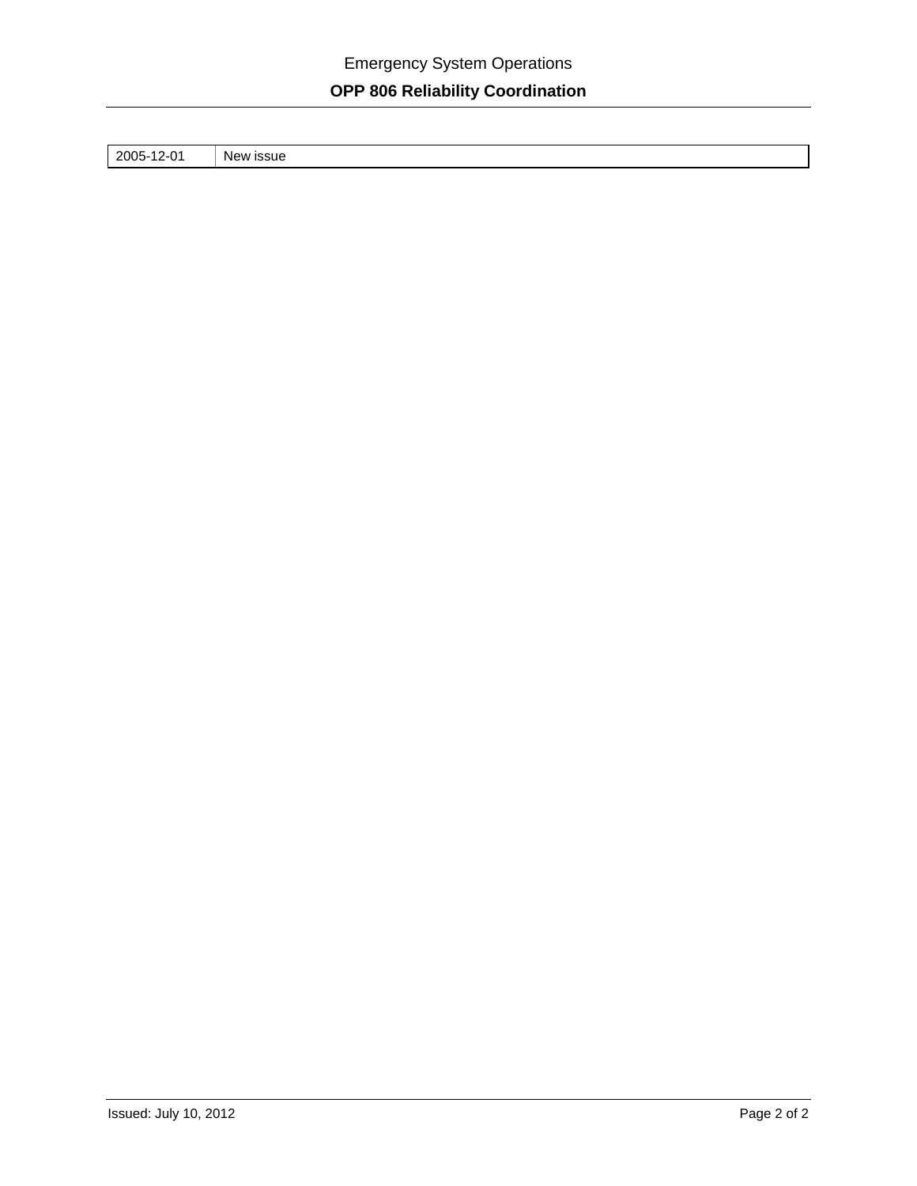| | |
|---|---|
| 2005-12-01 | New issue |